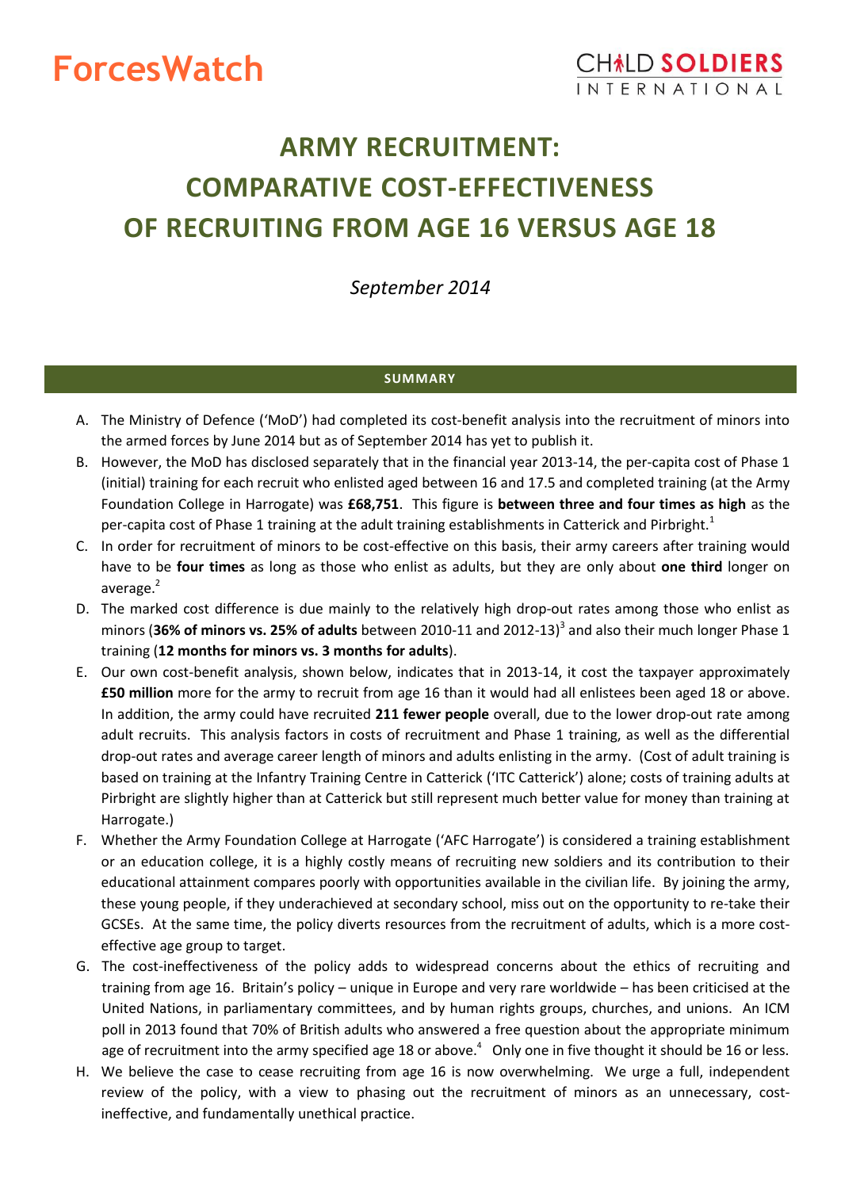ForcesWatch

CHILD SOLDIERS INTERNATIONAL

# ARMY RECRUITMENT: COMPARATIVE COST-EFFECTIVENESS OF RECRUITING FROM AGE 16 VERSUS AGE 18

*September 2014*

## SUMMARY

A. The Ministry of Defence ('MoD') had completed its cost-benefit analysis into the recruitment of minors into the armed forces by June 2014 but as of September 2014 has yet to publish it.

B. However, the MoD has disclosed separately that in the financial year 2013-14, the per-capita cost of Phase 1 (initial) training for each recruit who enlisted aged between 16 and 17.5 and completed training (at the Army Foundation College in Harrogate) was **£68,751**. This figure is **between three and four times as high** as the per-capita cost of Phase 1 training at the adult training establishments in Catterick and Pirbright.[1]

C. In order for recruitment of minors to be cost-effective on this basis, their army careers after training would have to be **four times** as long as those who enlist as adults, but they are only about **one third** longer on average.[2]

D. The marked cost difference is due mainly to the relatively high drop-out rates among those who enlist as minors (**36% of minors vs. 25% of adults** between 2010-11 and 2012-13)[3] and also their much longer Phase 1 training (**12 months for minors vs. 3 months for adults**).

E. Our own cost-benefit analysis, shown below, indicates that in 2013-14, it cost the taxpayer approximately **£50 million** more for the army to recruit from age 16 than it would had all enlistees been aged 18 or above. In addition, the army could have recruited **211 fewer people** overall, due to the lower drop-out rate among adult recruits. This analysis factors in costs of recruitment and Phase 1 training, as well as the differential drop-out rates and average career length of minors and adults enlisting in the army. (Cost of adult training is based on training at the Infantry Training Centre in Catterick ('ITC Catterick') alone; costs of training adults at Pirbright are slightly higher than at Catterick but still represent much better value for money than training at Harrogate.)

F. Whether the Army Foundation College at Harrogate ('AFC Harrogate') is considered a training establishment or an education college, it is a highly costly means of recruiting new soldiers and its contribution to their educational attainment compares poorly with opportunities available in the civilian life. By joining the army, these young people, if they underachieved at secondary school, miss out on the opportunity to re-take their GCSEs. At the same time, the policy diverts resources from the recruitment of adults, which is a more cost-effective age group to target.

G. The cost-ineffectiveness of the policy adds to widespread concerns about the ethics of recruiting and training from age 16. Britain's policy – unique in Europe and very rare worldwide – has been criticised at the United Nations, in parliamentary committees, and by human rights groups, churches, and unions. An ICM poll in 2013 found that 70% of British adults who answered a free question about the appropriate minimum age of recruitment into the army specified age 18 or above.[4] Only one in five thought it should be 16 or less.

H. We believe the case to cease recruiting from age 16 is now overwhelming. We urge a full, independent review of the policy, with a view to phasing out the recruitment of minors as an unnecessary, cost-ineffective, and fundamentally unethical practice.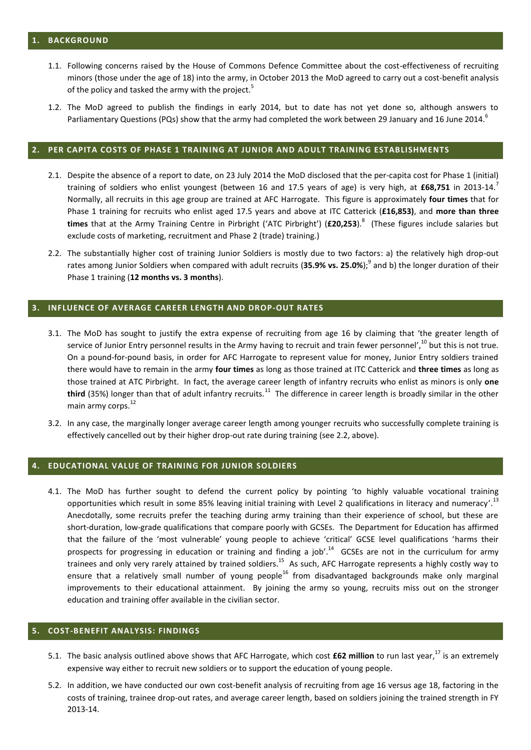## 1. BACKGROUND

1.1. Following concerns raised by the House of Commons Defence Committee about the cost-effectiveness of recruiting minors (those under the age of 18) into the army, in October 2013 the MoD agreed to carry out a cost-benefit analysis of the policy and tasked the army with the project.[5]

1.2. The MoD agreed to publish the findings in early 2014, but to date has not yet done so, although answers to Parliamentary Questions (PQs) show that the army had completed the work between 29 January and 16 June 2014.[6]

## 2. PER CAPITA COSTS OF PHASE 1 TRAINING AT JUNIOR AND ADULT TRAINING ESTABLISHMENTS

2.1. Despite the absence of a report to date, on 23 July 2014 the MoD disclosed that the per-capita cost for Phase 1 (initial) training of soldiers who enlist youngest (between 16 and 17.5 years of age) is very high, at **£68,751** in 2013-14.[7] Normally, all recruits in this age group are trained at AFC Harrogate. This figure is approximately **four times** that for Phase 1 training for recruits who enlist aged 17.5 years and above at ITC Catterick (**£16,853)**, and **more than three times** that at the Army Training Centre in Pirbright ('ATC Pirbright') (**£20,253**).[8] (These figures include salaries but exclude costs of marketing, recruitment and Phase 2 (trade) training.)

2.2. The substantially higher cost of training Junior Soldiers is mostly due to two factors: a) the relatively high drop-out rates among Junior Soldiers when compared with adult recruits (**35.9% vs. 25.0%**);[9] and b) the longer duration of their Phase 1 training (**12 months vs. 3 months**).

## 3. INFLUENCE OF AVERAGE CAREER LENGTH AND DROP-OUT RATES

3.1. The MoD has sought to justify the extra expense of recruiting from age 16 by claiming that 'the greater length of service of Junior Entry personnel results in the Army having to recruit and train fewer personnel',[10] but this is not true. On a pound-for-pound basis, in order for AFC Harrogate to represent value for money, Junior Entry soldiers trained there would have to remain in the army **four times** as long as those trained at ITC Catterick and **three times** as long as those trained at ATC Pirbright. In fact, the average career length of infantry recruits who enlist as minors is only **one third** (35%) longer than that of adult infantry recruits.[11] The difference in career length is broadly similar in the other main army corps.[12]

3.2. In any case, the marginally longer average career length among younger recruits who successfully complete training is effectively cancelled out by their higher drop-out rate during training (see 2.2, above).

## 4. EDUCATIONAL VALUE OF TRAINING FOR JUNIOR SOLDIERS

4.1. The MoD has further sought to defend the current policy by pointing 'to highly valuable vocational training opportunities which result in some 85% leaving initial training with Level 2 qualifications in literacy and numeracy'.[13] Anecdotally, some recruits prefer the teaching during army training than their experience of school, but these are short-duration, low-grade qualifications that compare poorly with GCSEs. The Department for Education has affirmed that the failure of the 'most vulnerable' young people to achieve 'critical' GCSE level qualifications 'harms their prospects for progressing in education or training and finding a job'.[14] GCSEs are not in the curriculum for army trainees and only very rarely attained by trained soldiers.[15] As such, AFC Harrogate represents a highly costly way to ensure that a relatively small number of young people[16] from disadvantaged backgrounds make only marginal improvements to their educational attainment. By joining the army so young, recruits miss out on the stronger education and training offer available in the civilian sector.

## 5. COST-BENEFIT ANALYSIS: FINDINGS

5.1. The basic analysis outlined above shows that AFC Harrogate, which cost **£62 million** to run last year,[17] is an extremely expensive way either to recruit new soldiers or to support the education of young people.

5.2. In addition, we have conducted our own cost-benefit analysis of recruiting from age 16 versus age 18, factoring in the costs of training, trainee drop-out rates, and average career length, based on soldiers joining the trained strength in FY 2013-14.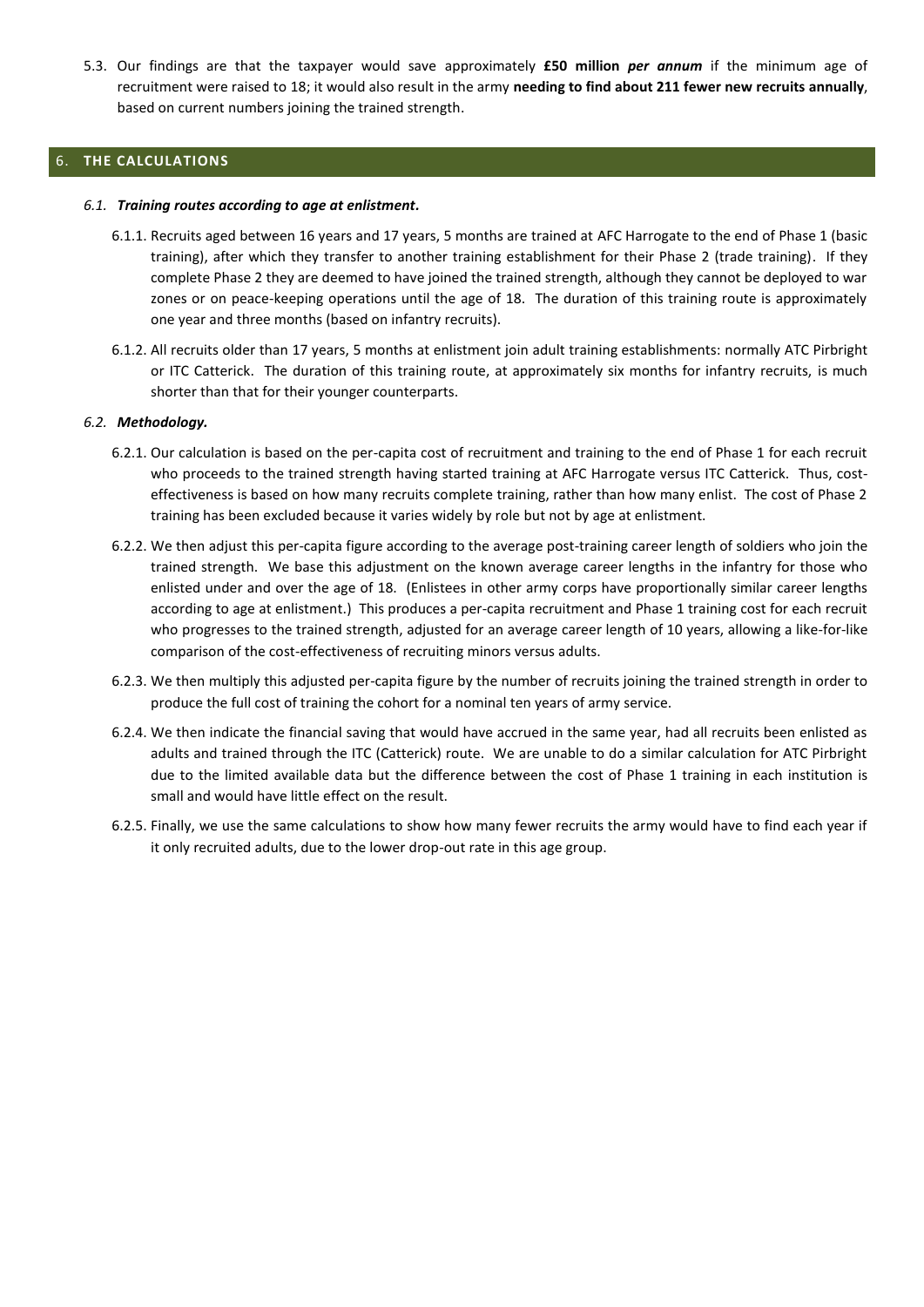5.3. Our findings are that the taxpayer would save approximately **£50 million** ***per annum*** if the minimum age of recruitment were raised to 18; it would also result in the army **needing to find about 211 fewer new recruits annually**, based on current numbers joining the trained strength.

## 6. THE CALCULATIONS

### *6.1. Training routes according to age at enlistment.*

6.1.1. Recruits aged between 16 years and 17 years, 5 months are trained at AFC Harrogate to the end of Phase 1 (basic training), after which they transfer to another training establishment for their Phase 2 (trade training). If they complete Phase 2 they are deemed to have joined the trained strength, although they cannot be deployed to war zones or on peace-keeping operations until the age of 18. The duration of this training route is approximately one year and three months (based on infantry recruits).

6.1.2. All recruits older than 17 years, 5 months at enlistment join adult training establishments: normally ATC Pirbright or ITC Catterick. The duration of this training route, at approximately six months for infantry recruits, is much shorter than that for their younger counterparts.

### *6.2. Methodology.*

6.2.1. Our calculation is based on the per-capita cost of recruitment and training to the end of Phase 1 for each recruit who proceeds to the trained strength having started training at AFC Harrogate versus ITC Catterick. Thus, cost-effectiveness is based on how many recruits complete training, rather than how many enlist. The cost of Phase 2 training has been excluded because it varies widely by role but not by age at enlistment.

6.2.2. We then adjust this per-capita figure according to the average post-training career length of soldiers who join the trained strength. We base this adjustment on the known average career lengths in the infantry for those who enlisted under and over the age of 18. (Enlistees in other army corps have proportionally similar career lengths according to age at enlistment.) This produces a per-capita recruitment and Phase 1 training cost for each recruit who progresses to the trained strength, adjusted for an average career length of 10 years, allowing a like-for-like comparison of the cost-effectiveness of recruiting minors versus adults.

6.2.3. We then multiply this adjusted per-capita figure by the number of recruits joining the trained strength in order to produce the full cost of training the cohort for a nominal ten years of army service.

6.2.4. We then indicate the financial saving that would have accrued in the same year, had all recruits been enlisted as adults and trained through the ITC (Catterick) route. We are unable to do a similar calculation for ATC Pirbright due to the limited available data but the difference between the cost of Phase 1 training in each institution is small and would have little effect on the result.

6.2.5. Finally, we use the same calculations to show how many fewer recruits the army would have to find each year if it only recruited adults, due to the lower drop-out rate in this age group.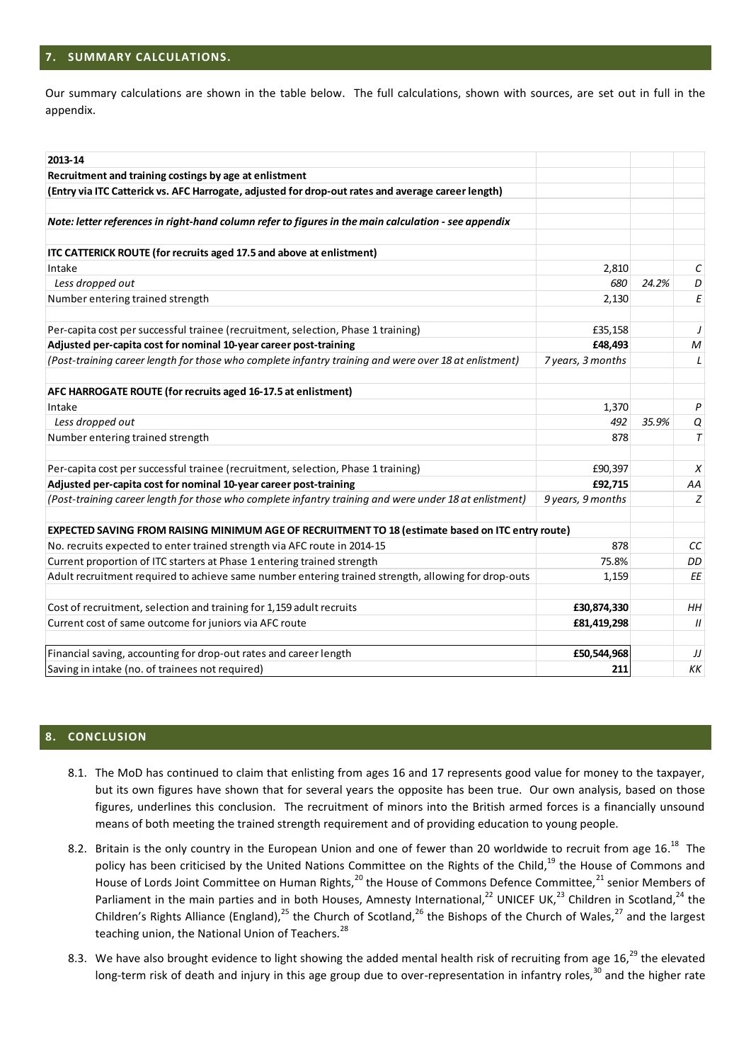## 7. SUMMARY CALCULATIONS.

Our summary calculations are shown in the table below. The full calculations, shown with sources, are set out in full in the appendix.

| **2013-14** | | | |
|---|---|---|---|
| **Recruitment and training costings by age at enlistment** | | | |
| **(Entry via ITC Catterick vs. AFC Harrogate, adjusted for drop-out rates and average career length)** | | | |
| | | | |
| ***Note: letter references in right-hand column refer to figures in the main calculation - see appendix*** | | | |
| | | | |
| **ITC CATTERICK ROUTE (for recruits aged 17.5 and above at enlistment)** | | | |
| Intake | 2,810 | | *C* |
| *Less dropped out* | *680* | *24.2%* | *D* |
| Number entering trained strength | 2,130 | | *E* |
| | | | |
| Per-capita cost per successful trainee (recruitment, selection, Phase 1 training) | £35,158 | | *J* |
| **Adjusted per-capita cost for nominal 10-year career post-training** | **£48,493** | | *M* |
| *(Post-training career length for those who complete infantry training and were over 18 at enlistment)* | *7 years, 3 months* | | *L* |
| | | | |
| **AFC HARROGATE ROUTE (for recruits aged 16-17.5 at enlistment)** | | | |
| Intake | 1,370 | | *P* |
| *Less dropped out* | *492* | *35.9%* | *Q* |
| Number entering trained strength | 878 | | *T* |
| | | | |
| Per-capita cost per successful trainee (recruitment, selection, Phase 1 training) | £90,397 | | *X* |
| **Adjusted per-capita cost for nominal 10-year career post-training** | **£92,715** | | *AA* |
| *(Post-training career length for those who complete infantry training and were under 18 at enlistment)* | *9 years, 9 months* | | *Z* |
| | | | |
| **EXPECTED SAVING FROM RAISING MINIMUM AGE OF RECRUITMENT TO 18 (estimate based on ITC entry route)** | | | |
| No. recruits expected to enter trained strength via AFC route in 2014-15 | 878 | | *CC* |
| Current proportion of ITC starters at Phase 1 entering trained strength | 75.8% | | *DD* |
| Adult recruitment required to achieve same number entering trained strength, allowing for drop-outs | 1,159 | | *EE* |
| | | | |
| Cost of recruitment, selection and training for 1,159 adult recruits | **£30,874,330** | | *HH* |
| Current cost of same outcome for juniors via AFC route | **£81,419,298** | | *II* |
| | | | |
| Financial saving, accounting for drop-out rates and career length | **£50,544,968** | | *JJ* |
| Saving in intake (no. of trainees not required) | **211** | | *KK* |

## 8. CONCLUSION

8.1. The MoD has continued to claim that enlisting from ages 16 and 17 represents good value for money to the taxpayer, but its own figures have shown that for several years the opposite has been true. Our own analysis, based on those figures, underlines this conclusion. The recruitment of minors into the British armed forces is a financially unsound means of both meeting the trained strength requirement and of providing education to young people.

8.2. Britain is the only country in the European Union and one of fewer than 20 worldwide to recruit from age 16.[18] The policy has been criticised by the United Nations Committee on the Rights of the Child,[19] the House of Commons and House of Lords Joint Committee on Human Rights,[20] the House of Commons Defence Committee,[21] senior Members of Parliament in the main parties and in both Houses, Amnesty International,[22] UNICEF UK,[23] Children in Scotland,[24] the Children's Rights Alliance (England),[25] the Church of Scotland,[26] the Bishops of the Church of Wales,[27] and the largest teaching union, the National Union of Teachers.[28]

8.3. We have also brought evidence to light showing the added mental health risk of recruiting from age 16,[29] the elevated long-term risk of death and injury in this age group due to over-representation in infantry roles,[30] and the higher rate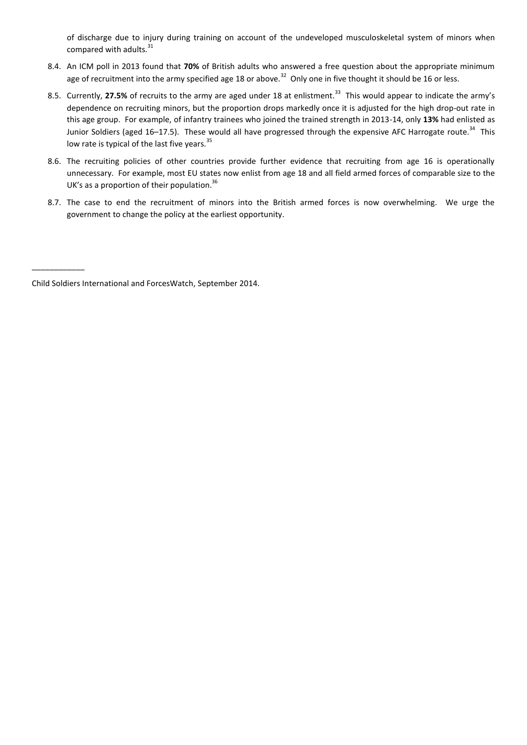of discharge due to injury during training on account of the undeveloped musculoskeletal system of minors when compared with adults.[31]

8.4. An ICM poll in 2013 found that **70%** of British adults who answered a free question about the appropriate minimum age of recruitment into the army specified age 18 or above.[32] Only one in five thought it should be 16 or less.

8.5. Currently, **27.5%** of recruits to the army are aged under 18 at enlistment.[33] This would appear to indicate the army's dependence on recruiting minors, but the proportion drops markedly once it is adjusted for the high drop-out rate in this age group. For example, of infantry trainees who joined the trained strength in 2013-14, only **13%** had enlisted as Junior Soldiers (aged 16–17.5). These would all have progressed through the expensive AFC Harrogate route.[34] This low rate is typical of the last five years.[35]

8.6. The recruiting policies of other countries provide further evidence that recruiting from age 16 is operationally unnecessary. For example, most EU states now enlist from age 18 and all field armed forces of comparable size to the UK's as a proportion of their population.[36]

8.7. The case to end the recruitment of minors into the British armed forces is now overwhelming. We urge the government to change the policy at the earliest opportunity.

___________

Child Soldiers International and ForcesWatch, September 2014.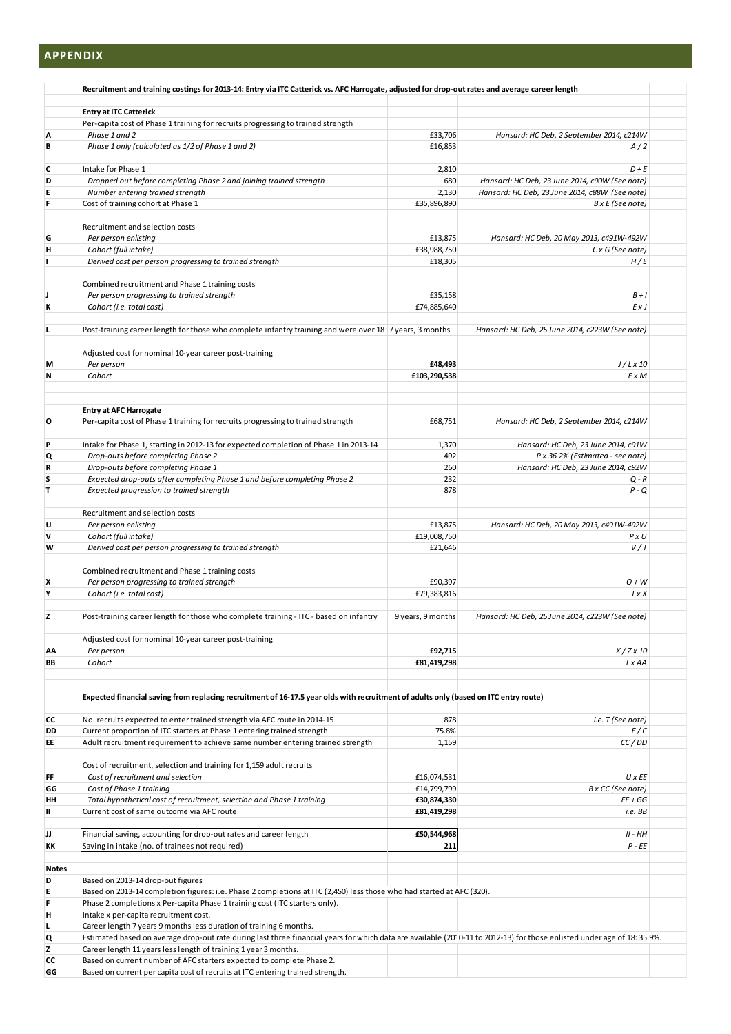## APPENDIX

| | Recruitment and training costings for 2013-14: Entry via ITC Catterick vs. AFC Harrogate, adjusted for drop-out rates and average career length | | |
|---|---|---|---|
| | **Entry at ITC Catterick** | | |
| | Per-capita cost of Phase 1 training for recruits progressing to trained strength | | |
| **A** | *Phase 1 and 2* | £33,706 | *Hansard: HC Deb, 2 September 2014, c214W* |
| **B** | *Phase 1 only (calculated as 1/2 of Phase 1 and 2)* | £16,853 | *A / 2* |
| **C** | Intake for Phase 1 | 2,810 | *D + E* |
| **D** | *Dropped out before completing Phase 2 and joining trained strength* | 680 | *Hansard: HC Deb, 23 June 2014, c90W (See note)* |
| **E** | *Number entering trained strength* | 2,130 | *Hansard: HC Deb, 23 June 2014, c88W (See note)* |
| **F** | Cost of training cohort at Phase 1 | £35,896,890 | *B x E (See note)* |
| | Recruitment and selection costs | | |
| **G** | *Per person enlisting* | £13,875 | *Hansard: HC Deb, 20 May 2013, c491W-492W* |
| **H** | *Cohort (full intake)* | £38,988,750 | *C x G (See note)* |
| **I** | *Derived cost per person progressing to trained strength* | £18,305 | *H / E* |
| | Combined recruitment and Phase 1 training costs | | |
| **J** | *Per person progressing to trained strength* | £35,158 | *B + I* |
| **K** | *Cohort (i.e. total cost)* | £74,885,640 | *E x J* |
| **L** | Post-training career length for those who complete infantry training and were over 18 | 7 years, 3 months | *Hansard: HC Deb, 25 June 2014, c223W (See note)* |
| | Adjusted cost for nominal 10-year career post-training | | |
| **M** | *Per person* | **£48,493** | *J / L x 10* |
| **N** | *Cohort* | **£103,290,538** | *E x M* |
| | **Entry at AFC Harrogate** | | |
| **O** | Per-capita cost of Phase 1 training for recruits progressing to trained strength | £68,751 | *Hansard: HC Deb, 2 September 2014, c214W* |
| **P** | Intake for Phase 1, starting in 2012-13 for expected completion of Phase 1 in 2013-14 | 1,370 | *Hansard: HC Deb, 23 June 2014, c91W* |
| **Q** | *Drop-outs before completing Phase 2* | 492 | *P x 36.2% (Estimated - see note)* |
| **R** | *Drop-outs before completing Phase 1* | 260 | *Hansard: HC Deb, 23 June 2014, c92W* |
| **S** | *Expected drop-outs after completing Phase 1 and before completing Phase 2* | 232 | *Q - R* |
| **T** | *Expected progression to trained strength* | 878 | *P - Q* |
| | Recruitment and selection costs | | |
| **U** | *Per person enlisting* | £13,875 | *Hansard: HC Deb, 20 May 2013, c491W-492W* |
| **V** | *Cohort (full intake)* | £19,008,750 | *P x U* |
| **W** | *Derived cost per person progressing to trained strength* | £21,646 | *V / T* |
| | Combined recruitment and Phase 1 training costs | | |
| **X** | *Per person progressing to trained strength* | £90,397 | *O + W* |
| **Y** | *Cohort (i.e. total cost)* | £79,383,816 | *T x X* |
| **Z** | Post-training career length for those who complete training - ITC - based on infantry | 9 years, 9 months | *Hansard: HC Deb, 25 June 2014, c223W (See note)* |
| | Adjusted cost for nominal 10-year career post-training | | |
| **AA** | *Per person* | **£92,715** | *X / Z x 10* |
| **BB** | *Cohort* | **£81,419,298** | *T x AA* |
| | **Expected financial saving from replacing recruitment of 16-17.5 year olds with recruitment of adults only (based on ITC entry route)** | | |
| **CC** | No. recruits expected to enter trained strength via AFC route in 2014-15 | 878 | *i.e. T (See note)* |
| **DD** | Current proportion of ITC starters at Phase 1 entering trained strength | 75.8% | *E / C* |
| **EE** | Adult recruitment requirement to achieve same number entering trained strength | 1,159 | *CC / DD* |
| | Cost of recruitment, selection and training for 1,159 adult recruits | | |
| **FF** | *Cost of recruitment and selection* | £16,074,531 | *U x EE* |
| **GG** | *Cost of Phase 1 training* | £14,799,799 | *B x CC (See note)* |
| **HH** | *Total hypothetical cost of recruitment, selection and Phase 1 training* | **£30,874,330** | *FF + GG* |
| **II** | Current cost of same outcome via AFC route | **£81,419,298** | *i.e. BB* |
| **JJ** | Financial saving, accounting for drop-out rates and career length | **£50,544,968** | *II - HH* |
| **KK** | Saving in intake (no. of trainees not required) | **211** | *P - EE* |

**Notes**

| | |
|---|---|
| **D** | Based on 2013-14 drop-out figures |
| **E** | Based on 2013-14 completion figures: i.e. Phase 2 completions at ITC (2,450) less those who had started at AFC (320). |
| **F** | Phase 2 completions x Per-capita Phase 1 training cost (ITC starters only). |
| **H** | Intake x per-capita recruitment cost. |
| **L** | Career length 7 years 9 months less duration of training 6 months. |
| **Q** | Estimated based on average drop-out rate during last three financial years for which data are available (2010-11 to 2012-13) for those enlisted under age of 18: 35.9%. |
| **Z** | Career length 11 years less length of training 1 year 3 months. |
| **CC** | Based on current number of AFC starters expected to complete Phase 2. |
| **GG** | Based on current per capita cost of recruits at ITC entering trained strength. |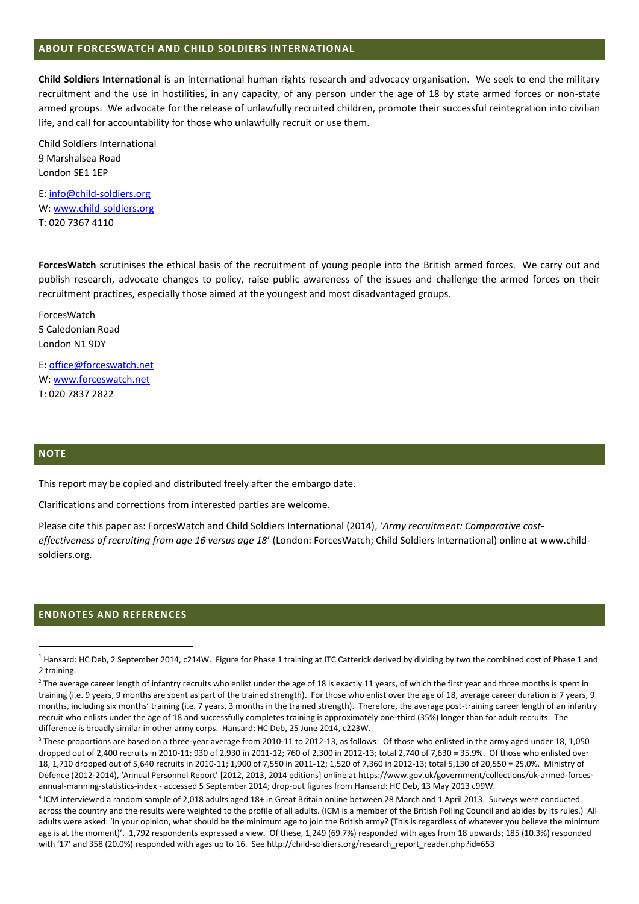## ABOUT FORCESWATCH AND CHILD SOLDIERS INTERNATIONAL

**Child Soldiers International** is an international human rights research and advocacy organisation. We seek to end the military recruitment and the use in hostilities, in any capacity, of any person under the age of 18 by state armed forces or non-state armed groups. We advocate for the release of unlawfully recruited children, promote their successful reintegration into civilian life, and call for accountability for those who unlawfully recruit or use them.

Child Soldiers International
9 Marshalsea Road
London SE1 1EP

E: info@child-soldiers.org
W: www.child-soldiers.org
T: 020 7367 4110

**ForcesWatch** scrutinises the ethical basis of the recruitment of young people into the British armed forces. We carry out and publish research, advocate changes to policy, raise public awareness of the issues and challenge the armed forces on their recruitment practices, especially those aimed at the youngest and most disadvantaged groups.

ForcesWatch
5 Caledonian Road
London N1 9DY

E: office@forceswatch.net
W: www.forceswatch.net
T: 020 7837 2822

## NOTE

This report may be copied and distributed freely after the embargo date.

Clarifications and corrections from interested parties are welcome.

Please cite this paper as: ForcesWatch and Child Soldiers International (2014), '*Army recruitment: Comparative cost-effectiveness of recruiting from age 16 versus age 18*' (London: ForcesWatch; Child Soldiers International) online at www.child-soldiers.org.

## ENDNOTES AND REFERENCES

[1] Hansard: HC Deb, 2 September 2014, c214W. Figure for Phase 1 training at ITC Catterick derived by dividing by two the combined cost of Phase 1 and 2 training.

[2] The average career length of infantry recruits who enlist under the age of 18 is exactly 11 years, of which the first year and three months is spent in training (i.e. 9 years, 9 months are spent as part of the trained strength). For those who enlist over the age of 18, average career duration is 7 years, 9 months, including six months' training (i.e. 7 years, 3 months in the trained strength). Therefore, the average post-training career length of an infantry recruit who enlists under the age of 18 and successfully completes training is approximately one-third (35%) longer than for adult recruits. The difference is broadly similar in other army corps. Hansard: HC Deb, 25 June 2014, c223W.

[3] These proportions are based on a three-year average from 2010-11 to 2012-13, as follows: Of those who enlisted in the army aged under 18, 1,050 dropped out of 2,400 recruits in 2010-11; 930 of 2,930 in 2011-12; 760 of 2,300 in 2012-13; total 2,740 of 7,630 = 35.9%. Of those who enlisted over 18, 1,710 dropped out of 5,640 recruits in 2010-11; 1,900 of 7,550 in 2011-12; 1,520 of 7,360 in 2012-13; total 5,130 of 20,550 = 25.0%. Ministry of Defence (2012-2014), 'Annual Personnel Report' [2012, 2013, 2014 editions] online at https://www.gov.uk/government/collections/uk-armed-forces-annual-manning-statistics-index - accessed 5 September 2014; drop-out figures from Hansard: HC Deb, 13 May 2013 c99W.

[4] ICM interviewed a random sample of 2,018 adults aged 18+ in Great Britain online between 28 March and 1 April 2013. Surveys were conducted across the country and the results were weighted to the profile of all adults. (ICM is a member of the British Polling Council and abides by its rules.) All adults were asked: 'In your opinion, what should be the minimum age to join the British army? (This is regardless of whatever you believe the minimum age is at the moment)'. 1,792 respondents expressed a view. Of these, 1,249 (69.7%) responded with ages from 18 upwards; 185 (10.3%) responded with '17' and 358 (20.0%) responded with ages up to 16. See http://child-soldiers.org/research_report_reader.php?id=653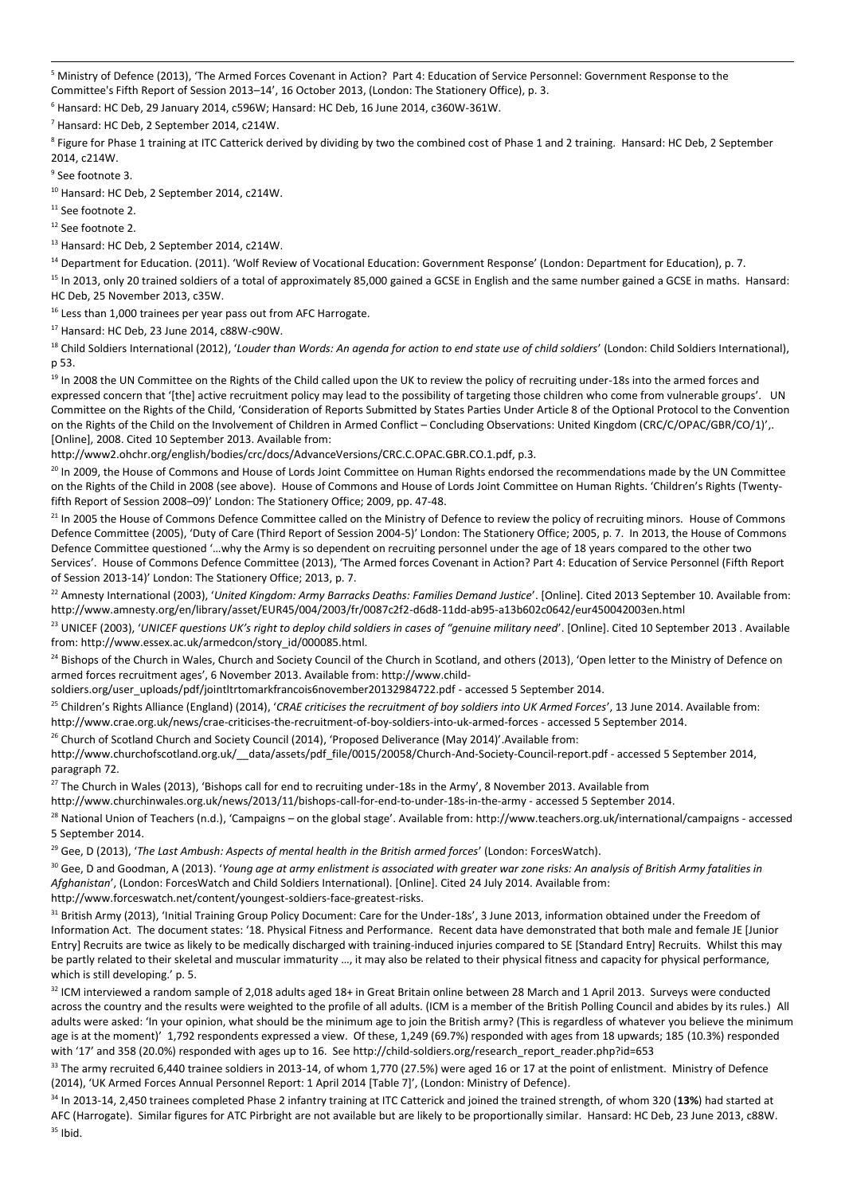[5] Ministry of Defence (2013), 'The Armed Forces Covenant in Action? Part 4: Education of Service Personnel: Government Response to the Committee's Fifth Report of Session 2013–14', 16 October 2013, (London: The Stationery Office), p. 3.

[6] Hansard: HC Deb, 29 January 2014, c596W; Hansard: HC Deb, 16 June 2014, c360W-361W.

[7] Hansard: HC Deb, 2 September 2014, c214W.

[8] Figure for Phase 1 training at ITC Catterick derived by dividing by two the combined cost of Phase 1 and 2 training. Hansard: HC Deb, 2 September 2014, c214W.

[9] See footnote 3.

[10] Hansard: HC Deb, 2 September 2014, c214W.

[11] See footnote 2.

[12] See footnote 2.

[13] Hansard: HC Deb, 2 September 2014, c214W.

[14] Department for Education. (2011). 'Wolf Review of Vocational Education: Government Response' (London: Department for Education), p. 7.

[15] In 2013, only 20 trained soldiers of a total of approximately 85,000 gained a GCSE in English and the same number gained a GCSE in maths. Hansard: HC Deb, 25 November 2013, c35W.

[16] Less than 1,000 trainees per year pass out from AFC Harrogate.

[17] Hansard: HC Deb, 23 June 2014, c88W-c90W.

[18] Child Soldiers International (2012), '*Louder than Words: An agenda for action to end state use of child soldiers*' (London: Child Soldiers International), p 53.

[19] In 2008 the UN Committee on the Rights of the Child called upon the UK to review the policy of recruiting under-18s into the armed forces and expressed concern that '[the] active recruitment policy may lead to the possibility of targeting those children who come from vulnerable groups'. UN Committee on the Rights of the Child, 'Consideration of Reports Submitted by States Parties Under Article 8 of the Optional Protocol to the Convention on the Rights of the Child on the Involvement of Children in Armed Conflict – Concluding Observations: United Kingdom (CRC/C/OPAC/GBR/CO/1)',. [Online], 2008. Cited 10 September 2013. Available from: http://www2.ohchr.org/english/bodies/crc/docs/AdvanceVersions/CRC.C.OPAC.GBR.CO.1.pdf, p.3.

[20] In 2009, the House of Commons and House of Lords Joint Committee on Human Rights endorsed the recommendations made by the UN Committee on the Rights of the Child in 2008 (see above). House of Commons and House of Lords Joint Committee on Human Rights. 'Children's Rights (Twenty-fifth Report of Session 2008–09)' London: The Stationery Office; 2009, pp. 47-48.

[21] In 2005 the House of Commons Defence Committee called on the Ministry of Defence to review the policy of recruiting minors. House of Commons Defence Committee (2005), 'Duty of Care (Third Report of Session 2004-5)' London: The Stationery Office; 2005, p. 7. In 2013, the House of Commons Defence Committee questioned '…why the Army is so dependent on recruiting personnel under the age of 18 years compared to the other two Services'. House of Commons Defence Committee (2013), 'The Armed forces Covenant in Action? Part 4: Education of Service Personnel (Fifth Report of Session 2013-14)' London: The Stationery Office; 2013, p. 7.

[22] Amnesty International (2003), '*United Kingdom: Army Barracks Deaths: Families Demand Justice*'. [Online]. Cited 2013 September 10. Available from: http://www.amnesty.org/en/library/asset/EUR45/004/2003/fr/0087c2f2-d6d8-11dd-ab95-a13b602c0642/eur450042003en.html

[23] UNICEF (2003), '*UNICEF questions UK's right to deploy child soldiers in cases of "genuine military need*'. [Online]. Cited 10 September 2013 . Available from: http://www.essex.ac.uk/armedcon/story_id/000085.html.

[24] Bishops of the Church in Wales, Church and Society Council of the Church in Scotland, and others (2013), 'Open letter to the Ministry of Defence on armed forces recruitment ages', 6 November 2013. Available from: http://www.child-soldiers.org/user_uploads/pdf/jointltrtomarkfrancois6november20132984722.pdf - accessed 5 September 2014.

[25] Children's Rights Alliance (England) (2014), '*CRAE criticises the recruitment of boy soldiers into UK Armed Forces*', 13 June 2014. Available from: http://www.crae.org.uk/news/crae-criticises-the-recruitment-of-boy-soldiers-into-uk-armed-forces - accessed 5 September 2014.

[26] Church of Scotland Church and Society Council (2014), 'Proposed Deliverance (May 2014)'.Available from: http://www.churchofscotland.org.uk/__data/assets/pdf_file/0015/20058/Church-And-Society-Council-report.pdf - accessed 5 September 2014, paragraph 72.

[27] The Church in Wales (2013), 'Bishops call for end to recruiting under-18s in the Army', 8 November 2013. Available from http://www.churchinwales.org.uk/news/2013/11/bishops-call-for-end-to-under-18s-in-the-army - accessed 5 September 2014.

[28] National Union of Teachers (n.d.), 'Campaigns – on the global stage'. Available from: http://www.teachers.org.uk/international/campaigns - accessed 5 September 2014.

[29] Gee, D (2013), '*The Last Ambush: Aspects of mental health in the British armed forces*' (London: ForcesWatch).

[30] Gee, D and Goodman, A (2013). '*Young age at army enlistment is associated with greater war zone risks: An analysis of British Army fatalities in Afghanistan*', (London: ForcesWatch and Child Soldiers International). [Online]. Cited 24 July 2014. Available from: http://www.forceswatch.net/content/youngest-soldiers-face-greatest-risks.

[31] British Army (2013), 'Initial Training Group Policy Document: Care for the Under-18s', 3 June 2013, information obtained under the Freedom of Information Act. The document states: '18. Physical Fitness and Performance. Recent data have demonstrated that both male and female JE [Junior Entry] Recruits are twice as likely to be medically discharged with training-induced injuries compared to SE [Standard Entry] Recruits. Whilst this may be partly related to their skeletal and muscular immaturity …, it may also be related to their physical fitness and capacity for physical performance, which is still developing.' p. 5.

[32] ICM interviewed a random sample of 2,018 adults aged 18+ in Great Britain online between 28 March and 1 April 2013. Surveys were conducted across the country and the results were weighted to the profile of all adults. (ICM is a member of the British Polling Council and abides by its rules.) All adults were asked: 'In your opinion, what should be the minimum age to join the British army? (This is regardless of whatever you believe the minimum age is at the moment)' 1,792 respondents expressed a view. Of these, 1,249 (69.7%) responded with ages from 18 upwards; 185 (10.3%) responded with '17' and 358 (20.0%) responded with ages up to 16. See http://child-soldiers.org/research_report_reader.php?id=653

[33] The army recruited 6,440 trainee soldiers in 2013-14, of whom 1,770 (27.5%) were aged 16 or 17 at the point of enlistment. Ministry of Defence (2014), 'UK Armed Forces Annual Personnel Report: 1 April 2014 [Table 7]', (London: Ministry of Defence).

[34] In 2013-14, 2,450 trainees completed Phase 2 infantry training at ITC Catterick and joined the trained strength, of whom 320 (**13%**) had started at AFC (Harrogate). Similar figures for ATC Pirbright are not available but are likely to be proportionally similar. Hansard: HC Deb, 23 June 2013, c88W.

[35] Ibid.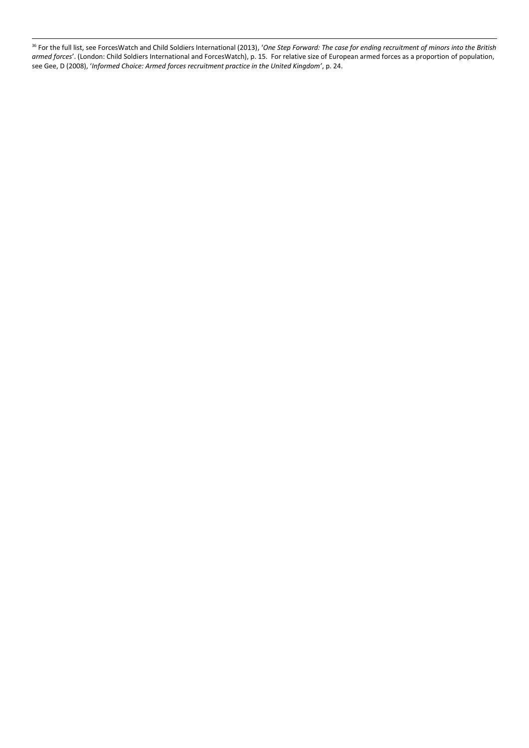[36] For the full list, see ForcesWatch and Child Soldiers International (2013), '*One Step Forward: The case for ending recruitment of minors into the British armed forces*'. (London: Child Soldiers International and ForcesWatch), p. 15. For relative size of European armed forces as a proportion of population, see Gee, D (2008), '*Informed Choice: Armed forces recruitment practice in the United Kingdom*', p. 24.